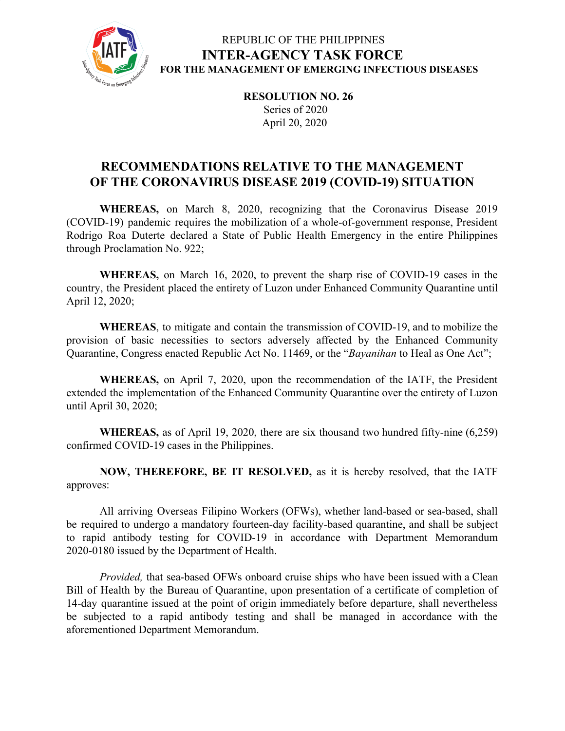REPUBLIC OF THE PHILIPPINES

# INTER-AGENCY TASK FORCE

**FOR THE MANAGEMENT OF EMERGING INFECTIOUS DISEASES**

**RESOLUTION NO. 26**
Series of 2020
April 20, 2020

## RECOMMENDATIONS RELATIVE TO THE MANAGEMENT OF THE CORONAVIRUS DISEASE 2019 (COVID-19) SITUATION

**WHEREAS,** on March 8, 2020, recognizing that the Coronavirus Disease 2019 (COVID-19) pandemic requires the mobilization of a whole-of-government response, President Rodrigo Roa Duterte declared a State of Public Health Emergency in the entire Philippines through Proclamation No. 922;

**WHEREAS,** on March 16, 2020, to prevent the sharp rise of COVID-19 cases in the country, the President placed the entirety of Luzon under Enhanced Community Quarantine until April 12, 2020;

**WHEREAS**, to mitigate and contain the transmission of COVID-19, and to mobilize the provision of basic necessities to sectors adversely affected by the Enhanced Community Quarantine, Congress enacted Republic Act No. 11469, or the "*Bayanihan* to Heal as One Act";

**WHEREAS,** on April 7, 2020, upon the recommendation of the IATF, the President extended the implementation of the Enhanced Community Quarantine over the entirety of Luzon until April 30, 2020;

**WHEREAS,** as of April 19, 2020, there are six thousand two hundred fifty-nine (6,259) confirmed COVID-19 cases in the Philippines.

**NOW, THEREFORE, BE IT RESOLVED,** as it is hereby resolved, that the IATF approves:

All arriving Overseas Filipino Workers (OFWs), whether land-based or sea-based, shall be required to undergo a mandatory fourteen-day facility-based quarantine, and shall be subject to rapid antibody testing for COVID-19 in accordance with Department Memorandum 2020-0180 issued by the Department of Health.

*Provided,* that sea-based OFWs onboard cruise ships who have been issued with a Clean Bill of Health by the Bureau of Quarantine, upon presentation of a certificate of completion of 14-day quarantine issued at the point of origin immediately before departure, shall nevertheless be subjected to a rapid antibody testing and shall be managed in accordance with the aforementioned Department Memorandum.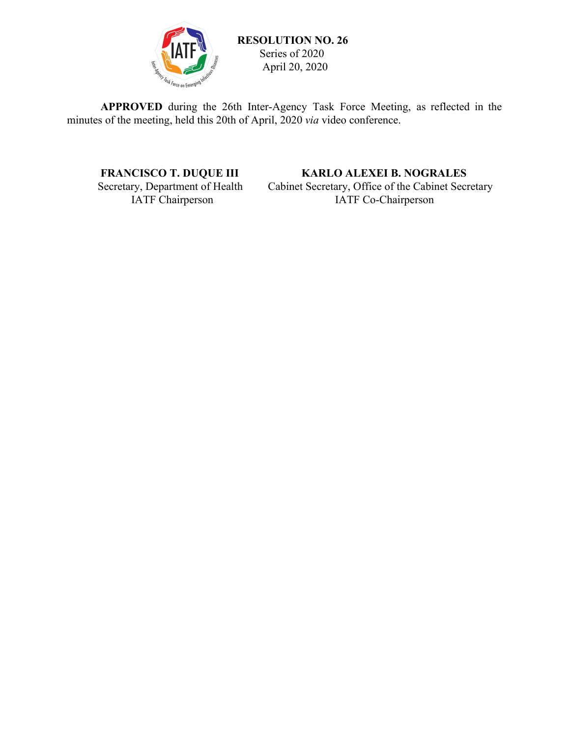**RESOLUTION NO. 26**
Series of 2020
April 20, 2020

**APPROVED** during the 26th Inter-Agency Task Force Meeting, as reflected in the minutes of the meeting, held this 20th of April, 2020 *via* video conference.

**FRANCISCO T. DUQUE III**
Secretary, Department of Health
IATF Chairperson

**KARLO ALEXEI B. NOGRALES**
Cabinet Secretary, Office of the Cabinet Secretary
IATF Co-Chairperson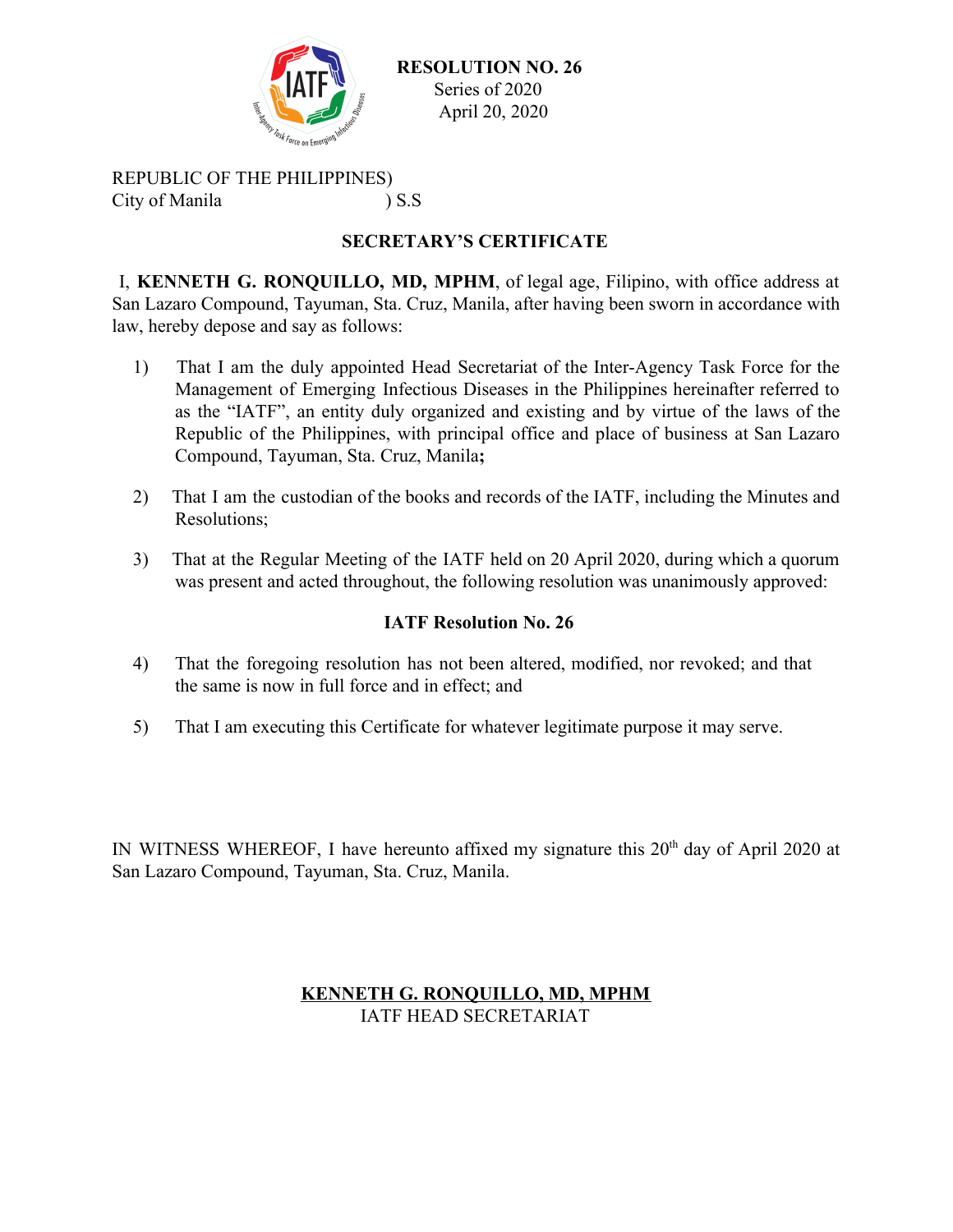**RESOLUTION NO. 26**
Series of 2020
April 20, 2020

REPUBLIC OF THE PHILIPPINES)
City of Manila ) S.S

## SECRETARY'S CERTIFICATE

I, **KENNETH G. RONQUILLO, MD, MPHM**, of legal age, Filipino, with office address at San Lazaro Compound, Tayuman, Sta. Cruz, Manila, after having been sworn in accordance with law, hereby depose and say as follows:

1) That I am the duly appointed Head Secretariat of the Inter-Agency Task Force for the Management of Emerging Infectious Diseases in the Philippines hereinafter referred to as the "IATF", an entity duly organized and existing and by virtue of the laws of the Republic of the Philippines, with principal office and place of business at San Lazaro Compound, Tayuman, Sta. Cruz, Manila**;**

2) That I am the custodian of the books and records of the IATF, including the Minutes and Resolutions;

3) That at the Regular Meeting of the IATF held on 20 April 2020, during which a quorum was present and acted throughout, the following resolution was unanimously approved:

**IATF Resolution No. 26**

4) That the foregoing resolution has not been altered, modified, nor revoked; and that the same is now in full force and in effect; and

5) That I am executing this Certificate for whatever legitimate purpose it may serve.

IN WITNESS WHEREOF, I have hereunto affixed my signature this 20th day of April 2020 at San Lazaro Compound, Tayuman, Sta. Cruz, Manila.

**KENNETH G. RONQUILLO, MD, MPHM**
IATF HEAD SECRETARIAT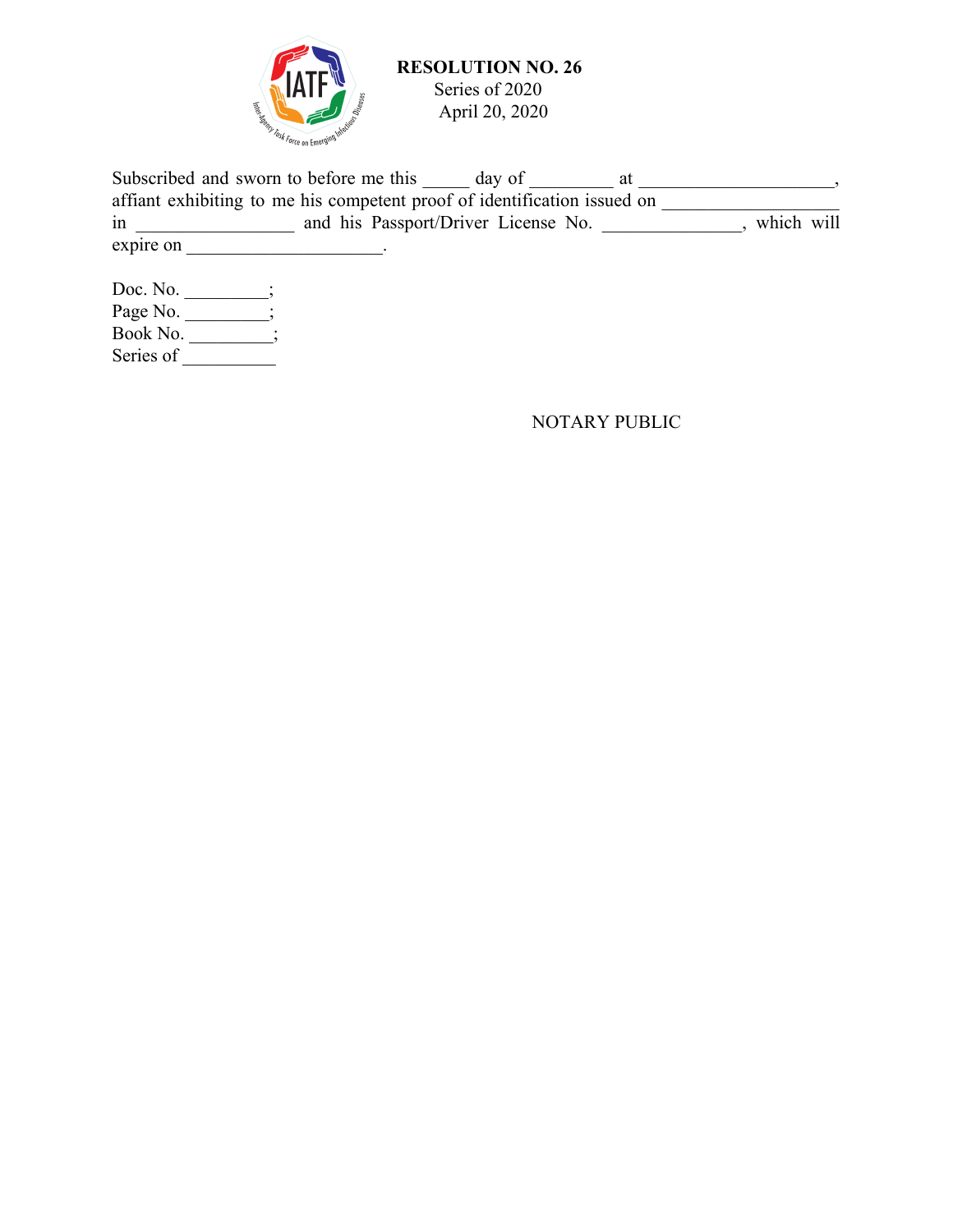**RESOLUTION NO. 26**
Series of 2020
April 20, 2020

Subscribed and sworn to before me this _____ day of _________ at _____________________, affiant exhibiting to me his competent proof of identification issued on ___________________ in _________________ and his Passport/Driver License No. _______________, which will expire on _____________________.

Doc. No. _________;
Page No. _________;
Book No. _________;
Series of __________

NOTARY PUBLIC